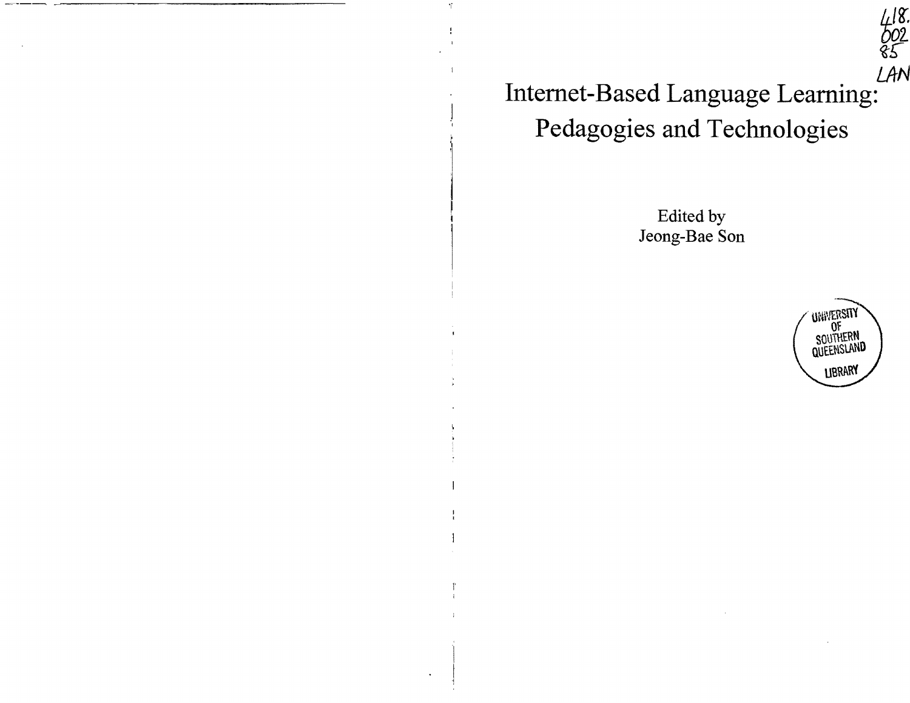# Internet-Based Language Learning: Pedagogies and Technologies

Edited by
Jeong-Bae Son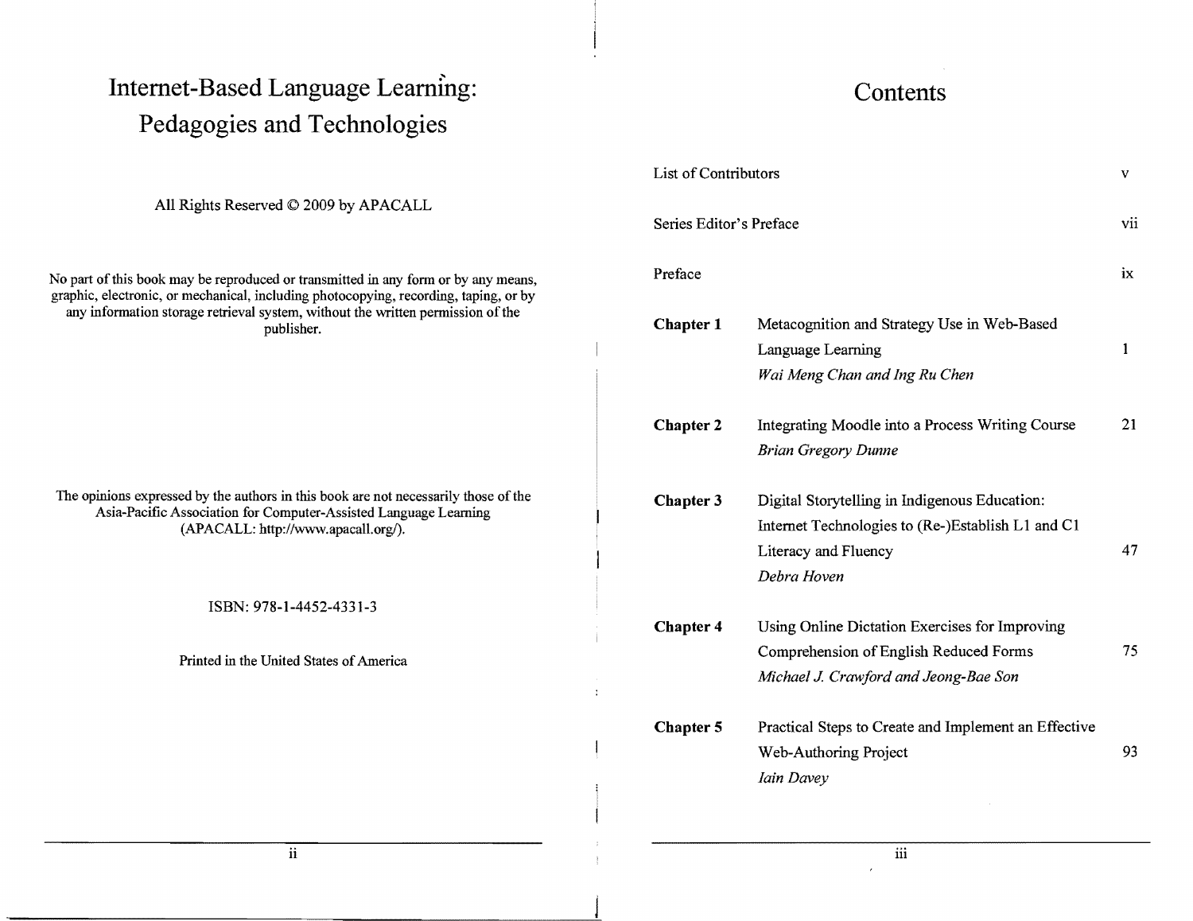# Internet-Based Language Learning: Pedagogies and Technologies

All Rights Reserved © 2009 by APACALL

No part of this book may be reproduced or transmitted in any form or by any means, graphic, electronic, or mechanical, including photocopying, recording, taping, or by any information storage retrieval system, without the written permission of the publisher.

The opinions expressed by the authors in this book are not necessarily those of the Asia-Pacific Association for Computer-Assisted Language Learning (APACALL: http://www.apacall.org/).

ISBN: 978-1-4452-4331-3

Printed in the United States of America

# Contents

| | | |
|---|---|---|
| List of Contributors | | v |
| Series Editor's Preface | | vii |
| Preface | | ix |
| **Chapter 1** | Metacognition and Strategy Use in Web-Based Language Learning<br>*Wai Meng Chan and Ing Ru Chen* | 1 |
| **Chapter 2** | Integrating Moodle into a Process Writing Course<br>*Brian Gregory Dunne* | 21 |
| **Chapter 3** | Digital Storytelling in Indigenous Education: Internet Technologies to (Re-)Establish L1 and C1 Literacy and Fluency<br>*Debra Hoven* | 47 |
| **Chapter 4** | Using Online Dictation Exercises for Improving Comprehension of English Reduced Forms<br>*Michael J. Crawford and Jeong-Bae Son* | 75 |
| **Chapter 5** | Practical Steps to Create and Implement an Effective Web-Authoring Project<br>*Iain Davey* | 93 |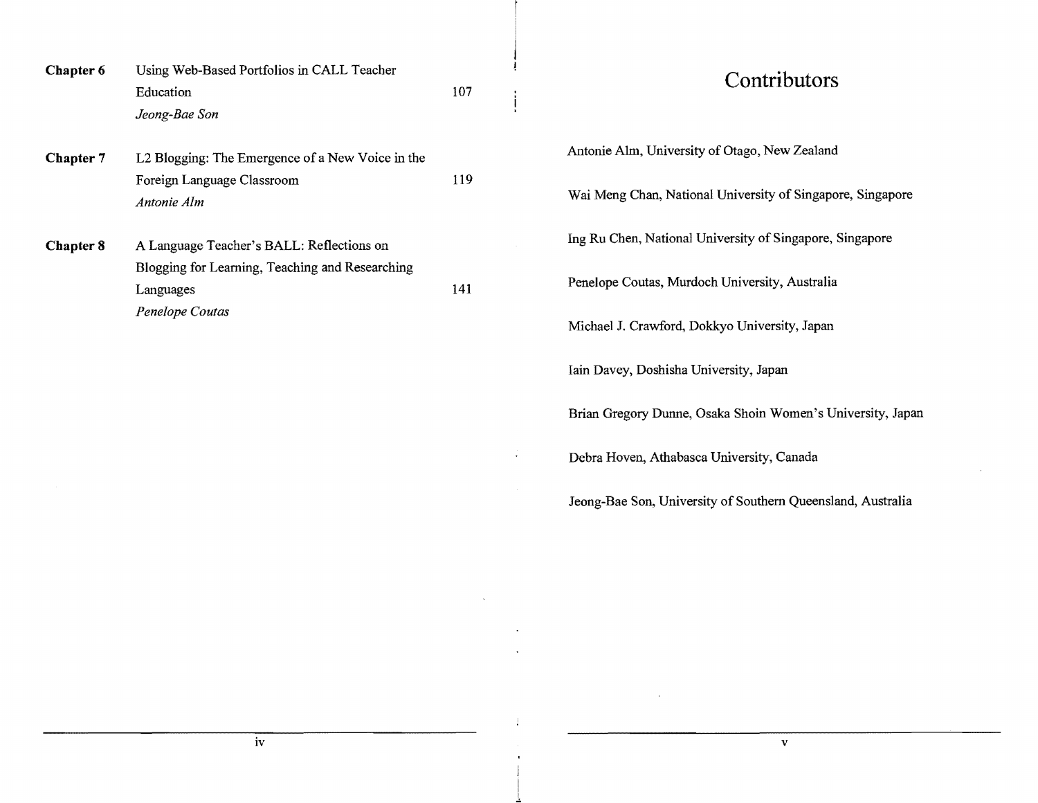| | | |
|---|---|---|
| **Chapter 6** | Using Web-Based Portfolios in CALL Teacher Education<br>*Jeong-Bae Son* | 107 |
| **Chapter 7** | L2 Blogging: The Emergence of a New Voice in the Foreign Language Classroom<br>*Antonie Alm* | 119 |
| **Chapter 8** | A Language Teacher's BALL: Reflections on Blogging for Learning, Teaching and Researching Languages<br>*Penelope Coutas* | 141 |

# Contributors

Antonie Alm, University of Otago, New Zealand

Wai Meng Chan, National University of Singapore, Singapore

Ing Ru Chen, National University of Singapore, Singapore

Penelope Coutas, Murdoch University, Australia

Michael J. Crawford, Dokkyo University, Japan

Iain Davey, Doshisha University, Japan

Brian Gregory Dunne, Osaka Shoin Women's University, Japan

Debra Hoven, Athabasca University, Canada

Jeong-Bae Son, University of Southern Queensland, Australia